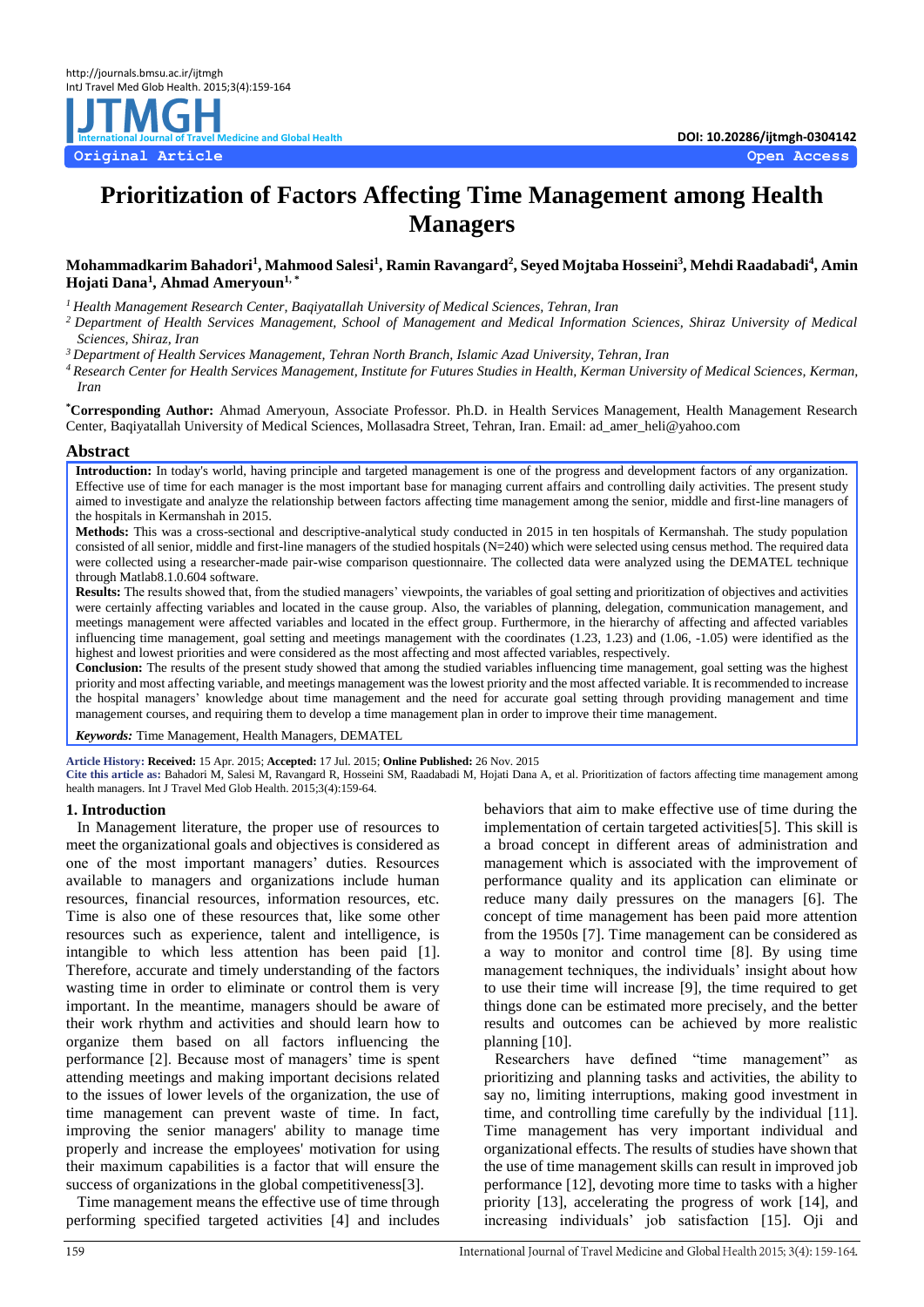Original Article

Open Access

DOI: 10.20286/ijtmgh-0304142

# Prioritization of Factors Affecting Time Management among Health Managers

**Mohammadkarim Bahadori[1], Mahmood Salesi[1], Ramin Ravangard[2], Seyed Mojtaba Hosseini[3], Mehdi Raadabadi[4], Amin Hojati Dana[1], Ahmad Ameryoun[1,*]**

*[1] Health Management Research Center, Baqiyatallah University of Medical Sciences, Tehran, Iran*

*[2] Department of Health Services Management, School of Management and Medical Information Sciences, Shiraz University of Medical Sciences, Shiraz, Iran*

*[3] Department of Health Services Management, Tehran North Branch, Islamic Azad University, Tehran, Iran*

*[4] Research Center for Health Services Management, Institute for Futures Studies in Health, Kerman University of Medical Sciences, Kerman, Iran*

**[*]Corresponding Author:** Ahmad Ameryoun, Associate Professor. Ph.D. in Health Services Management, Health Management Research Center, Baqiyatallah University of Medical Sciences, Mollasadra Street, Tehran, Iran. Email: ad_amer_heli@yahoo.com

## Abstract

**Introduction:** In today's world, having principle and targeted management is one of the progress and development factors of any organization. Effective use of time for each manager is the most important base for managing current affairs and controlling daily activities. The present study aimed to investigate and analyze the relationship between factors affecting time management among the senior, middle and first-line managers of the hospitals in Kermanshah in 2015.

**Methods:** This was a cross-sectional and descriptive-analytical study conducted in 2015 in ten hospitals of Kermanshah. The study population consisted of all senior, middle and first-line managers of the studied hospitals (N=240) which were selected using census method. The required data were collected using a researcher-made pair-wise comparison questionnaire. The collected data were analyzed using the DEMATEL technique through Matlab8.1.0.604 software.

**Results:** The results showed that, from the studied managers' viewpoints, the variables of goal setting and prioritization of objectives and activities were certainly affecting variables and located in the cause group. Also, the variables of planning, delegation, communication management, and meetings management were affected variables and located in the effect group. Furthermore, in the hierarchy of affecting and affected variables influencing time management, goal setting and meetings management with the coordinates (1.23, 1.23) and (1.06, -1.05) were identified as the highest and lowest priorities and were considered as the most affecting and most affected variables, respectively.

**Conclusion:** The results of the present study showed that among the studied variables influencing time management, goal setting was the highest priority and most affecting variable, and meetings management was the lowest priority and the most affected variable. It is recommended to increase the hospital managers' knowledge about time management and the need for accurate goal setting through providing management and time management courses, and requiring them to develop a time management plan in order to improve their time management.

***Keywords:*** Time Management, Health Managers, DEMATEL

**Article History: Received:** 15 Apr. 2015; **Accepted:** 17 Jul. 2015; **Online Published:** 26 Nov. 2015

**Cite this article as:** Bahadori M, Salesi M, Ravangard R, Hosseini SM, Raadabadi M, Hojati Dana A, et al. Prioritization of factors affecting time management among health managers. Int J Travel Med Glob Health. 2015;3(4):159-64.

## 1. Introduction

In Management literature, the proper use of resources to meet the organizational goals and objectives is considered as one of the most important managers' duties. Resources available to managers and organizations include human resources, financial resources, information resources, etc. Time is also one of these resources that, like some other resources such as experience, talent and intelligence, is intangible to which less attention has been paid [1]. Therefore, accurate and timely understanding of the factors wasting time in order to eliminate or control them is very important. In the meantime, managers should be aware of their work rhythm and activities and should learn how to organize them based on all factors influencing the performance [2]. Because most of managers' time is spent attending meetings and making important decisions related to the issues of lower levels of the organization, the use of time management can prevent waste of time. In fact, improving the senior managers' ability to manage time properly and increase the employees' motivation for using their maximum capabilities is a factor that will ensure the success of organizations in the global competitiveness[3].

Time management means the effective use of time through performing specified targeted activities [4] and includes behaviors that aim to make effective use of time during the implementation of certain targeted activities[5]. This skill is a broad concept in different areas of administration and management which is associated with the improvement of performance quality and its application can eliminate or reduce many daily pressures on the managers [6]. The concept of time management has been paid more attention from the 1950s [7]. Time management can be considered as a way to monitor and control time [8]. By using time management techniques, the individuals' insight about how to use their time will increase [9], the time required to get things done can be estimated more precisely, and the better results and outcomes can be achieved by more realistic planning [10].

Researchers have defined "time management" as prioritizing and planning tasks and activities, the ability to say no, limiting interruptions, making good investment in time, and controlling time carefully by the individual [11]. Time management has very important individual and organizational effects. The results of studies have shown that the use of time management skills can result in improved job performance [12], devoting more time to tasks with a higher priority [13], accelerating the progress of work [14], and increasing individuals' job satisfaction [15]. Oji and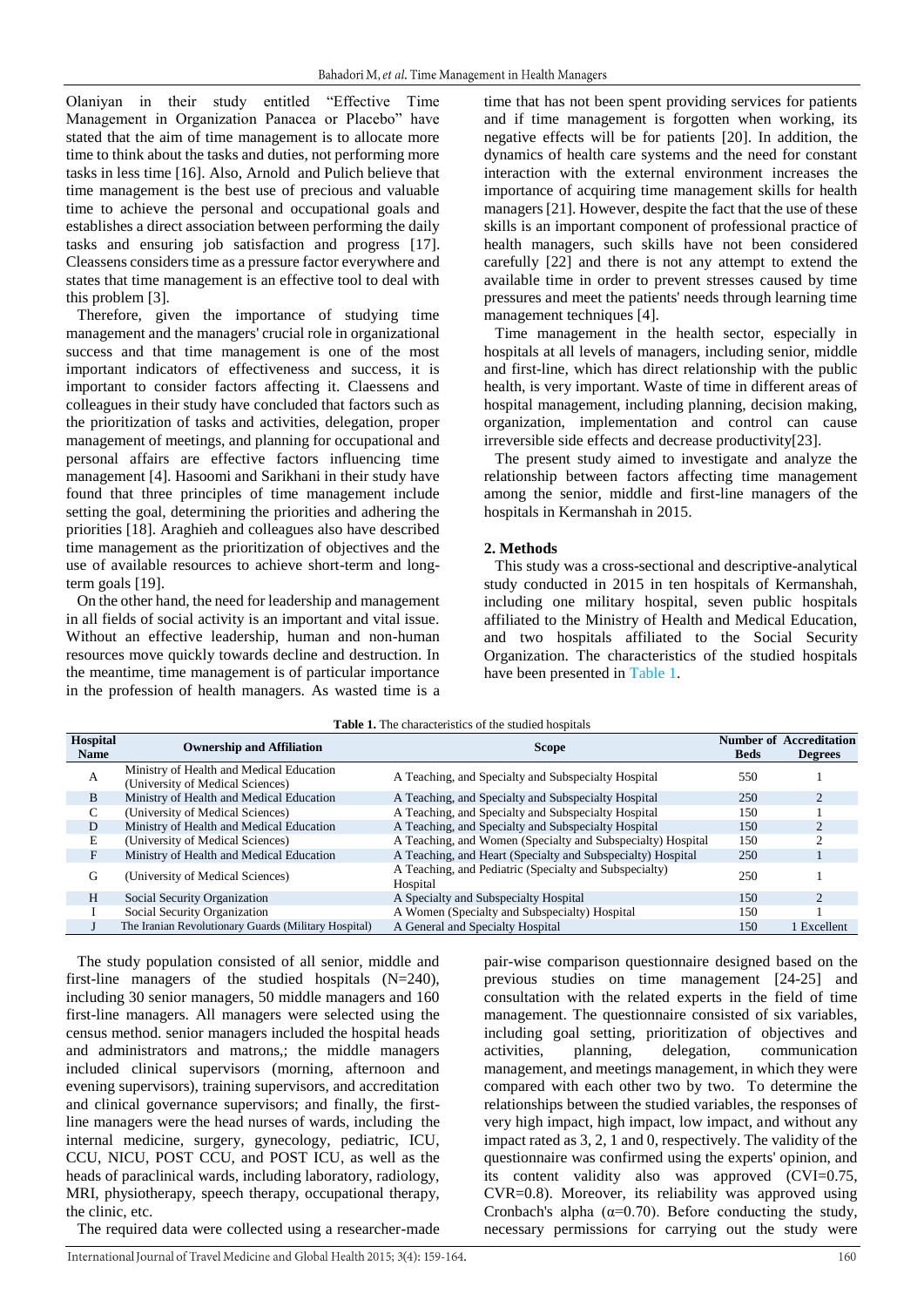Olaniyan in their study entitled "Effective Time Management in Organization Panacea or Placebo" have stated that the aim of time management is to allocate more time to think about the tasks and duties, not performing more tasks in less time [16]. Also, Arnold and Pulich believe that time management is the best use of precious and valuable time to achieve the personal and occupational goals and establishes a direct association between performing the daily tasks and ensuring job satisfaction and progress [17]. Cleassens considers time as a pressure factor everywhere and states that time management is an effective tool to deal with this problem [3].

Therefore, given the importance of studying time management and the managers' crucial role in organizational success and that time management is one of the most important indicators of effectiveness and success, it is important to consider factors affecting it. Claessens and colleagues in their study have concluded that factors such as the prioritization of tasks and activities, delegation, proper management of meetings, and planning for occupational and personal affairs are effective factors influencing time management [4]. Hasoomi and Sarikhani in their study have found that three principles of time management include setting the goal, determining the priorities and adhering the priorities [18]. Araghieh and colleagues also have described time management as the prioritization of objectives and the use of available resources to achieve short-term and long-term goals [19].

On the other hand, the need for leadership and management in all fields of social activity is an important and vital issue. Without an effective leadership, human and non-human resources move quickly towards decline and destruction. In the meantime, time management is of particular importance in the profession of health managers. As wasted time is a time that has not been spent providing services for patients and if time management is forgotten when working, its negative effects will be for patients [20]. In addition, the dynamics of health care systems and the need for constant interaction with the external environment increases the importance of acquiring time management skills for health managers [21]. However, despite the fact that the use of these skills is an important component of professional practice of health managers, such skills have not been considered carefully [22] and there is not any attempt to extend the available time in order to prevent stresses caused by time pressures and meet the patients' needs through learning time management techniques [4].

Time management in the health sector, especially in hospitals at all levels of managers, including senior, middle and first-line, which has direct relationship with the public health, is very important. Waste of time in different areas of hospital management, including planning, decision making, organization, implementation and control can cause irreversible side effects and decrease productivity[23].

The present study aimed to investigate and analyze the relationship between factors affecting time management among the senior, middle and first-line managers of the hospitals in Kermanshah in 2015.

## 2. Methods

This study was a cross-sectional and descriptive-analytical study conducted in 2015 in ten hospitals of Kermanshah, including one military hospital, seven public hospitals affiliated to the Ministry of Health and Medical Education, and two hospitals affiliated to the Social Security Organization. The characteristics of the studied hospitals have been presented in Table 1.

**Table 1.** The characteristics of the studied hospitals

| Hospital Name | Ownership and Affiliation | Scope | Number of Beds | Accreditation Degrees |
|---|---|---|---|---|
| A | Ministry of Health and Medical Education (University of Medical Sciences) | A Teaching, and Specialty and Subspecialty Hospital | 550 | 1 |
| B | Ministry of Health and Medical Education | A Teaching, and Specialty and Subspecialty Hospital | 250 | 2 |
| C | (University of Medical Sciences) | A Teaching, and Specialty and Subspecialty Hospital | 150 | 1 |
| D | Ministry of Health and Medical Education | A Teaching, and Specialty and Subspecialty Hospital | 150 | 2 |
| E | (University of Medical Sciences) | A Teaching, and Women (Specialty and Subspecialty) Hospital | 150 | 2 |
| F | Ministry of Health and Medical Education | A Teaching, and Heart (Specialty and Subspecialty) Hospital | 250 | 1 |
| G | (University of Medical Sciences) | A Teaching, and Pediatric (Specialty and Subspecialty) Hospital | 250 | 1 |
| H | Social Security Organization | A Specialty and Subspecialty Hospital | 150 | 2 |
| I | Social Security Organization | A Women (Specialty and Subspecialty) Hospital | 150 | 1 |
| J | The Iranian Revolutionary Guards (Military Hospital) | A General and Specialty Hospital | 150 | 1 Excellent |

The study population consisted of all senior, middle and first-line managers of the studied hospitals (N=240), including 30 senior managers, 50 middle managers and 160 first-line managers. All managers were selected using the census method. senior managers included the hospital heads and administrators and matrons,; the middle managers included clinical supervisors (morning, afternoon and evening supervisors), training supervisors, and accreditation and clinical governance supervisors; and finally, the first-line managers were the head nurses of wards, including the internal medicine, surgery, gynecology, pediatric, ICU, CCU, NICU, POST CCU, and POST ICU, as well as the heads of paraclinical wards, including laboratory, radiology, MRI, physiotherapy, speech therapy, occupational therapy, the clinic, etc.

The required data were collected using a researcher-made pair-wise comparison questionnaire designed based on the previous studies on time management [24-25] and consultation with the related experts in the field of time management. The questionnaire consisted of six variables, including goal setting, prioritization of objectives and activities, planning, delegation, communication management, and meetings management, in which they were compared with each other two by two. To determine the relationships between the studied variables, the responses of very high impact, high impact, low impact, and without any impact rated as 3, 2, 1 and 0, respectively. The validity of the questionnaire was confirmed using the experts' opinion, and its content validity also was approved (CVI=0.75, CVR=0.8). Moreover, its reliability was approved using Cronbach's alpha ($\alpha$=0.70). Before conducting the study, necessary permissions for carrying out the study were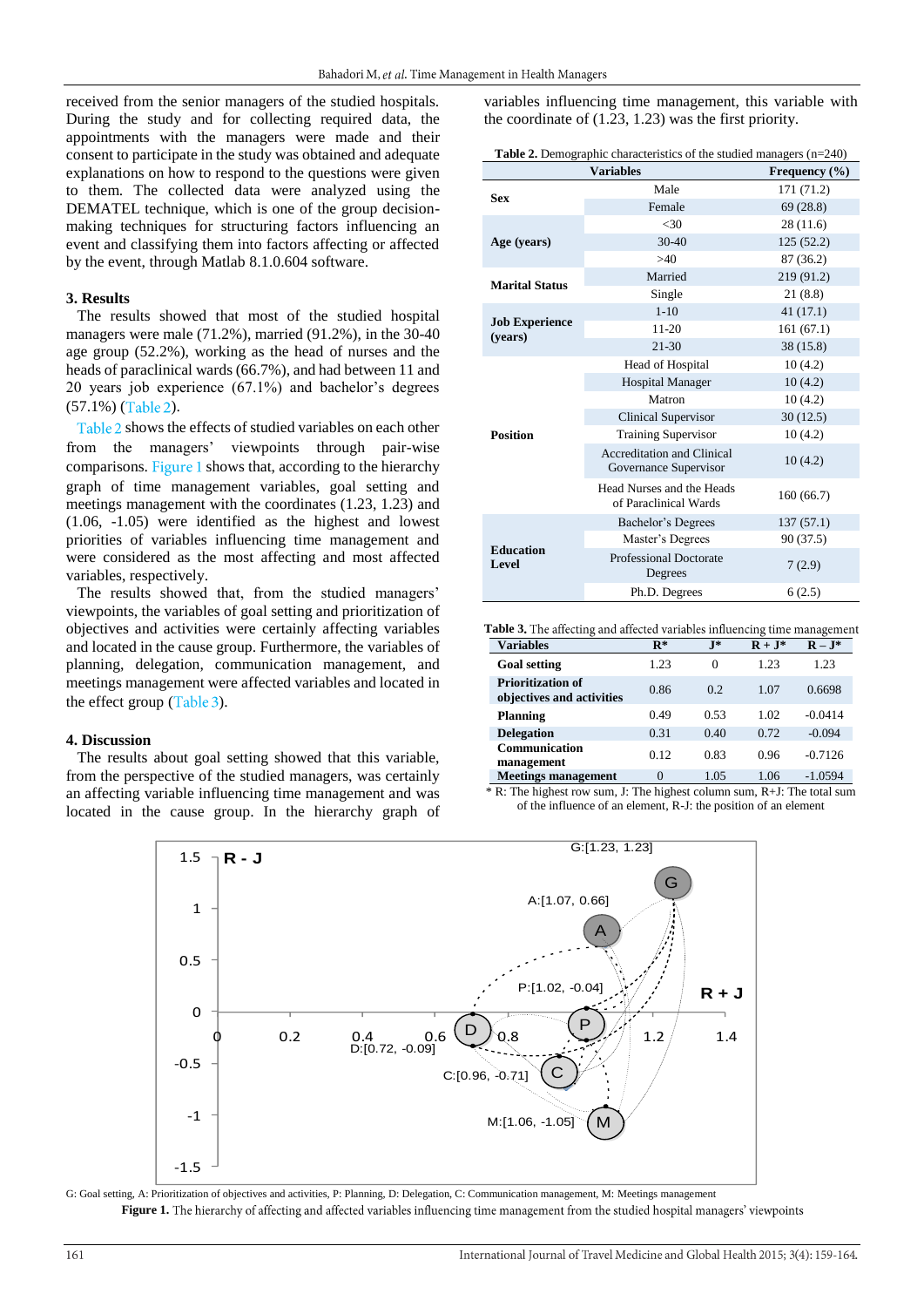received from the senior managers of the studied hospitals. During the study and for collecting required data, the appointments with the managers were made and their consent to participate in the study was obtained and adequate explanations on how to respond to the questions were given to them. The collected data were analyzed using the DEMATEL technique, which is one of the group decision-making techniques for structuring factors influencing an event and classifying them into factors affecting or affected by the event, through Matlab 8.1.0.604 software.

## 3. Results

The results showed that most of the studied hospital managers were male (71.2%), married (91.2%), in the 30-40 age group (52.2%), working as the head of nurses and the heads of paraclinical wards (66.7%), and had between 11 and 20 years job experience (67.1%) and bachelor's degrees (57.1%) (Table 2).

Table 2 shows the effects of studied variables on each other from the managers' viewpoints through pair-wise comparisons. Figure 1 shows that, according to the hierarchy graph of time management variables, goal setting and meetings management with the coordinates (1.23, 1.23) and (1.06, -1.05) were identified as the highest and lowest priorities of variables influencing time management and were considered as the most affecting and most affected variables, respectively.

The results showed that, from the studied managers' viewpoints, the variables of goal setting and prioritization of objectives and activities were certainly affecting variables and located in the cause group. Furthermore, the variables of planning, delegation, communication management, and meetings management were affected variables and located in the effect group (Table 3).

## 4. Discussion

The results about goal setting showed that this variable, from the perspective of the studied managers, was certainly an affecting variable influencing time management and was located in the cause group. In the hierarchy graph of variables influencing time management, this variable with the coordinate of (1.23, 1.23) was the first priority.

**Table 2.** Demographic characteristics of the studied managers (n=240)

| Variables | | Frequency (%) |
|---|---|---|
| **Sex** | Male | 171 (71.2) |
| | Female | 69 (28.8) |
| **Age (years)** | <30 | 28 (11.6) |
| | 30-40 | 125 (52.2) |
| | >40 | 87 (36.2) |
| **Marital Status** | Married | 219 (91.2) |
| | Single | 21 (8.8) |
| **Job Experience (years)** | 1-10 | 41 (17.1) |
| | 11-20 | 161 (67.1) |
| | 21-30 | 38 (15.8) |
| **Position** | Head of Hospital | 10 (4.2) |
| | Hospital Manager | 10 (4.2) |
| | Matron | 10 (4.2) |
| | Clinical Supervisor | 30 (12.5) |
| | Training Supervisor | 10 (4.2) |
| | Accreditation and Clinical Governance Supervisor | 10 (4.2) |
| | Head Nurses and the Heads of Paraclinical Wards | 160 (66.7) |
| **Education Level** | Bachelor's Degrees | 137 (57.1) |
| | Master's Degrees | 90 (37.5) |
| | Professional Doctorate Degrees | 7 (2.9) |
| | Ph.D. Degrees | 6 (2.5) |

**Table 3.** The affecting and affected variables influencing time management

| Variables | R* | J* | R + J* | R – J* |
|---|---|---|---|---|
| **Goal setting** | 1.23 | 0 | 1.23 | 1.23 |
| **Prioritization of objectives and activities** | 0.86 | 0.2 | 1.07 | 0.6698 |
| **Planning** | 0.49 | 0.53 | 1.02 | -0.0414 |
| **Delegation** | 0.31 | 0.40 | 0.72 | -0.094 |
| **Communication management** | 0.12 | 0.83 | 0.96 | -0.7126 |
| **Meetings management** | 0 | 1.05 | 1.06 | -1.0594 |

\* R: The highest row sum, J: The highest column sum, R+J: The total sum of the influence of an element, R-J: the position of an element

G: Goal setting, A: Prioritization of objectives and activities, P: Planning, D: Delegation, C: Communication management, M: Meetings management

**Figure 1.** The hierarchy of affecting and affected variables influencing time management from the studied hospital managers' viewpoints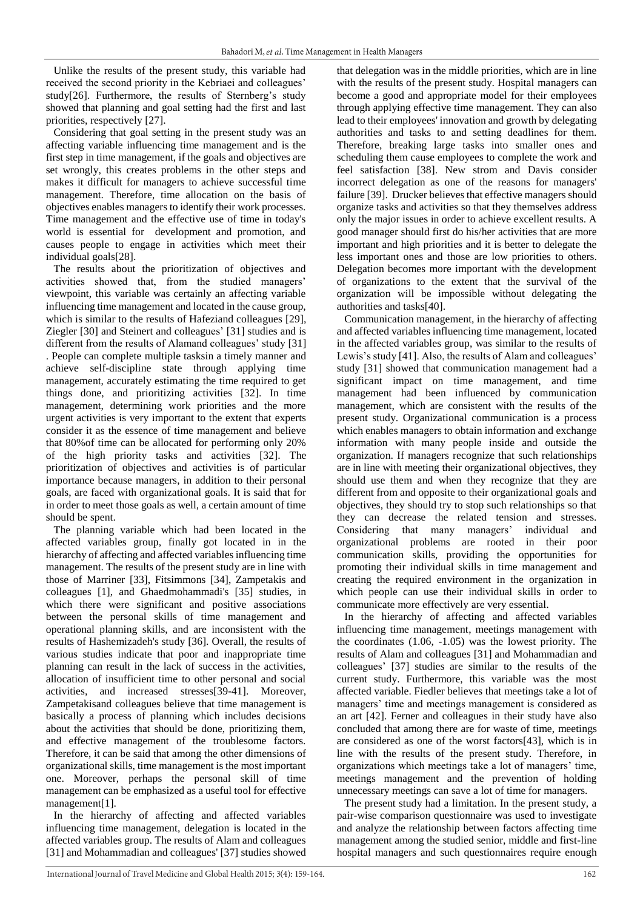Unlike the results of the present study, this variable had received the second priority in the Kebriaei and colleagues' study[26]. Furthermore, the results of Sternberg's study showed that planning and goal setting had the first and last priorities, respectively [27].

Considering that goal setting in the present study was an affecting variable influencing time management and is the first step in time management, if the goals and objectives are set wrongly, this creates problems in the other steps and makes it difficult for managers to achieve successful time management. Therefore, time allocation on the basis of objectives enables managers to identify their work processes. Time management and the effective use of time in today's world is essential for development and promotion, and causes people to engage in activities which meet their individual goals[28].

The results about the prioritization of objectives and activities showed that, from the studied managers' viewpoint, this variable was certainly an affecting variable influencing time management and located in the cause group, which is similar to the results of Hafeziand colleagues [29], Ziegler [30] and Steinert and colleagues' [31] studies and is different from the results of Alamand colleagues' study [31]. People can complete multiple tasksin a timely manner and achieve self-discipline state through applying time management, accurately estimating the time required to get things done, and prioritizing activities [32]. In time management, determining work priorities and the more urgent activities is very important to the extent that experts consider it as the essence of time management and believe that 80%of time can be allocated for performing only 20% of the high priority tasks and activities [32]. The prioritization of objectives and activities is of particular importance because managers, in addition to their personal goals, are faced with organizational goals. It is said that for in order to meet those goals as well, a certain amount of time should be spent.

The planning variable which had been located in the affected variables group, finally got located in in the hierarchy of affecting and affected variables influencing time management. The results of the present study are in line with those of Marriner [33], Fitsimmons [34], Zampetakis and colleagues [1], and Ghaedmohammadi's [35] studies, in which there were significant and positive associations between the personal skills of time management and operational planning skills, and are inconsistent with the results of Hashemizadeh's study [36]. Overall, the results of various studies indicate that poor and inappropriate time planning can result in the lack of success in the activities, allocation of insufficient time to other personal and social activities, and increased stresses[39-41]. Moreover, Zampetakisand colleagues believe that time management is basically a process of planning which includes decisions about the activities that should be done, prioritizing them, and effective management of the troublesome factors. Therefore, it can be said that among the other dimensions of organizational skills, time management is the most important one. Moreover, perhaps the personal skill of time management can be emphasized as a useful tool for effective management[1].

In the hierarchy of affecting and affected variables influencing time management, delegation is located in the affected variables group. The results of Alam and colleagues [31] and Mohammadian and colleagues' [37] studies showed that delegation was in the middle priorities, which are in line with the results of the present study. Hospital managers can become a good and appropriate model for their employees through applying effective time management. They can also lead to their employees' innovation and growth by delegating authorities and tasks to and setting deadlines for them. Therefore, breaking large tasks into smaller ones and scheduling them cause employees to complete the work and feel satisfaction [38]. New strom and Davis consider incorrect delegation as one of the reasons for managers' failure [39]. Drucker believes that effective managers should organize tasks and activities so that they themselves address only the major issues in order to achieve excellent results. A good manager should first do his/her activities that are more important and high priorities and it is better to delegate the less important ones and those are low priorities to others. Delegation becomes more important with the development of organizations to the extent that the survival of the organization will be impossible without delegating the authorities and tasks[40].

Communication management, in the hierarchy of affecting and affected variables influencing time management, located in the affected variables group, was similar to the results of Lewis's study [41]. Also, the results of Alam and colleagues' study [31] showed that communication management had a significant impact on time management, and time management had been influenced by communication management, which are consistent with the results of the present study. Organizational communication is a process which enables managers to obtain information and exchange information with many people inside and outside the organization. If managers recognize that such relationships are in line with meeting their organizational objectives, they should use them and when they recognize that they are different from and opposite to their organizational goals and objectives, they should try to stop such relationships so that they can decrease the related tension and stresses. Considering that many managers' individual and organizational problems are rooted in their poor communication skills, providing the opportunities for promoting their individual skills in time management and creating the required environment in the organization in which people can use their individual skills in order to communicate more effectively are very essential.

In the hierarchy of affecting and affected variables influencing time management, meetings management with the coordinates (1.06, -1.05) was the lowest priority. The results of Alam and colleagues [31] and Mohammadian and colleagues' [37] studies are similar to the results of the current study. Furthermore, this variable was the most affected variable. Fiedler believes that meetings take a lot of managers' time and meetings management is considered as an art [42]. Ferner and colleagues in their study have also concluded that among there are for waste of time, meetings are considered as one of the worst factors[43], which is in line with the results of the present study. Therefore, in organizations which meetings take a lot of managers' time, meetings management and the prevention of holding unnecessary meetings can save a lot of time for managers.

The present study had a limitation. In the present study, a pair-wise comparison questionnaire was used to investigate and analyze the relationship between factors affecting time management among the studied senior, middle and first-line hospital managers and such questionnaires require enough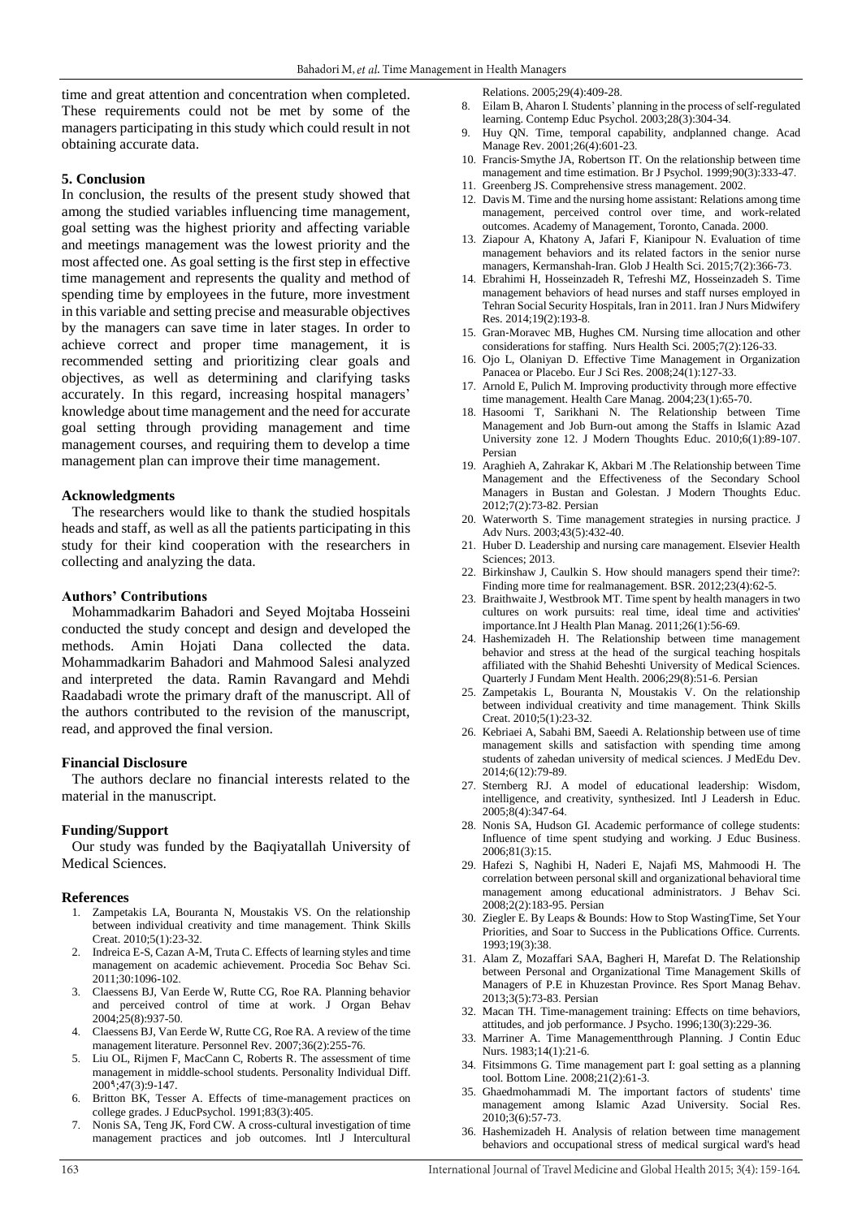time and great attention and concentration when completed. These requirements could not be met by some of the managers participating in this study which could result in not obtaining accurate data.

## 5. Conclusion

In conclusion, the results of the present study showed that among the studied variables influencing time management, goal setting was the highest priority and affecting variable and meetings management was the lowest priority and the most affected one. As goal setting is the first step in effective time management and represents the quality and method of spending time by employees in the future, more investment in this variable and setting precise and measurable objectives by the managers can save time in later stages. In order to achieve correct and proper time management, it is recommended setting and prioritizing clear goals and objectives, as well as determining and clarifying tasks accurately. In this regard, increasing hospital managers' knowledge about time management and the need for accurate goal setting through providing management and time management courses, and requiring them to develop a time management plan can improve their time management.

### Acknowledgments

The researchers would like to thank the studied hospitals heads and staff, as well as all the patients participating in this study for their kind cooperation with the researchers in collecting and analyzing the data.

### Authors' Contributions

Mohammadkarim Bahadori and Seyed Mojtaba Hosseini conducted the study concept and design and developed the methods. Amin Hojati Dana collected the data. Mohammadkarim Bahadori and Mahmood Salesi analyzed and interpreted the data. Ramin Ravangard and Mehdi Raadabadi wrote the primary draft of the manuscript. All of the authors contributed to the revision of the manuscript, read, and approved the final version.

### Financial Disclosure

The authors declare no financial interests related to the material in the manuscript.

### Funding/Support

Our study was funded by the Baqiyatallah University of Medical Sciences.

### References

1. Zampetakis LA, Bouranta N, Moustakis VS. On the relationship between individual creativity and time management. Think Skills Creat. 2010;5(1):23-32.
2. Indreica E-S, Cazan A-M, Truta C. Effects of learning styles and time management on academic achievement. Procedia Soc Behav Sci. 2011;30:1096-102.
3. Claessens BJ, Van Eerde W, Rutte CG, Roe RA. Planning behavior and perceived control of time at work. J Organ Behav 2004;25(8):937-50.
4. Claessens BJ, Van Eerde W, Rutte CG, Roe RA. A review of the time management literature. Personnel Rev. 2007;36(2):255-76.
5. Liu OL, Rijmen F, MacCann C, Roberts R. The assessment of time management in middle-school students. Personality Individual Diff. 200۹;47(3):9-147.
6. Britton BK, Tesser A. Effects of time-management practices on college grades. J EducPsychol. 1991;83(3):405.
7. Nonis SA, Teng JK, Ford CW. A cross-cultural investigation of time management practices and job outcomes. Intl J Intercultural Relations. 2005;29(4):409-28.
8. Eilam B, Aharon I. Students' planning in the process of self-regulated learning. Contemp Educ Psychol. 2003;28(3):304-34.
9. Huy QN. Time, temporal capability, andplanned change. Acad Manage Rev. 2001;26(4):601-23.
10. Francis-Smythe JA, Robertson IT. On the relationship between time management and time estimation. Br J Psychol. 1999;90(3):333-47.
11. Greenberg JS. Comprehensive stress management. 2002.
12. Davis M. Time and the nursing home assistant: Relations among time management, perceived control over time, and work-related outcomes. Academy of Management, Toronto, Canada. 2000.
13. Ziapour A, Khatony A, Jafari F, Kianipour N. Evaluation of time management behaviors and its related factors in the senior nurse managers, Kermanshah-Iran. Glob J Health Sci. 2015;7(2):366-73.
14. Ebrahimi H, Hosseinzadeh R, Tefreshi MZ, Hosseinzadeh S. Time management behaviors of head nurses and staff nurses employed in Tehran Social Security Hospitals, Iran in 2011. Iran J Nurs Midwifery Res. 2014;19(2):193-8.
15. Gran-Moravec MB, Hughes CM. Nursing time allocation and other considerations for staffing. Nurs Health Sci. 2005;7(2):126-33.
16. Ojo L, Olaniyan D. Effective Time Management in Organization Panacea or Placebo. Eur J Sci Res. 2008;24(1):127-33.
17. Arnold E, Pulich M. Improving productivity through more effective time management. Health Care Manag. 2004;23(1):65-70.
18. Hasoomi T, Sarikhani N. The Relationship between Time Management and Job Burn-out among the Staffs in Islamic Azad University zone 12. J Modern Thoughts Educ. 2010;6(1):89-107. Persian
19. Araghieh A, Zahrakar K, Akbari M .The Relationship between Time Management and the Effectiveness of the Secondary School Managers in Bustan and Golestan. J Modern Thoughts Educ. 2012;7(2):73-82. Persian
20. Waterworth S. Time management strategies in nursing practice. J Adv Nurs. 2003;43(5):432-40.
21. Huber D. Leadership and nursing care management. Elsevier Health Sciences; 2013.
22. Birkinshaw J, Caulkin S. How should managers spend their time?: Finding more time for realmanagement. BSR. 2012;23(4):62-5.
23. Braithwaite J, Westbrook MT. Time spent by health managers in two cultures on work pursuits: real time, ideal time and activities' importance.Int J Health Plan Manag. 2011;26(1):56-69.
24. Hashemizadeh H. The Relationship between time management behavior and stress at the head of the surgical teaching hospitals affiliated with the Shahid Beheshti University of Medical Sciences. Quarterly J Fundam Ment Health. 2006;29(8):51-6. Persian
25. Zampetakis L, Bouranta N, Moustakis V. On the relationship between individual creativity and time management. Think Skills Creat. 2010;5(1):23-32.
26. Kebriaei A, Sabahi BM, Saeedi A. Relationship between use of time management skills and satisfaction with spending time among students of zahedan university of medical sciences. J MedEdu Dev. 2014;6(12):79-89.
27. Sternberg RJ. A model of educational leadership: Wisdom, intelligence, and creativity, synthesized. Intl J Leadersh in Educ. 2005;8(4):347-64.
28. Nonis SA, Hudson GI. Academic performance of college students: Influence of time spent studying and working. J Educ Business. 2006;81(3):15.
29. Hafezi S, Naghibi H, Naderi E, Najafi MS, Mahmoodi H. The correlation between personal skill and organizational behavioral time management among educational administrators. J Behav Sci. 2008;2(2):183-95. Persian
30. Ziegler E. By Leaps & Bounds: How to Stop WastingTime, Set Your Priorities, and Soar to Success in the Publications Office. Currents. 1993;19(3):38.
31. Alam Z, Mozaffari SAA, Bagheri H, Marefat D. The Relationship between Personal and Organizational Time Management Skills of Managers of P.E in Khuzestan Province. Res Sport Manag Behav. 2013;3(5):73-83. Persian
32. Macan TH. Time-management training: Effects on time behaviors, attitudes, and job performance. J Psycho. 1996;130(3):229-36.
33. Marriner A. Time Managementthrough Planning. J Contin Educ Nurs. 1983;14(1):21-6.
34. Fitsimmons G. Time management part I: goal setting as a planning tool. Bottom Line. 2008;21(2):61-3.
35. Ghaedmohammadi M. The important factors of students' time management among Islamic Azad University. Social Res. 2010;3(6):57-73.
36. Hashemizadeh H. Analysis of relation between time management behaviors and occupational stress of medical surgical ward's head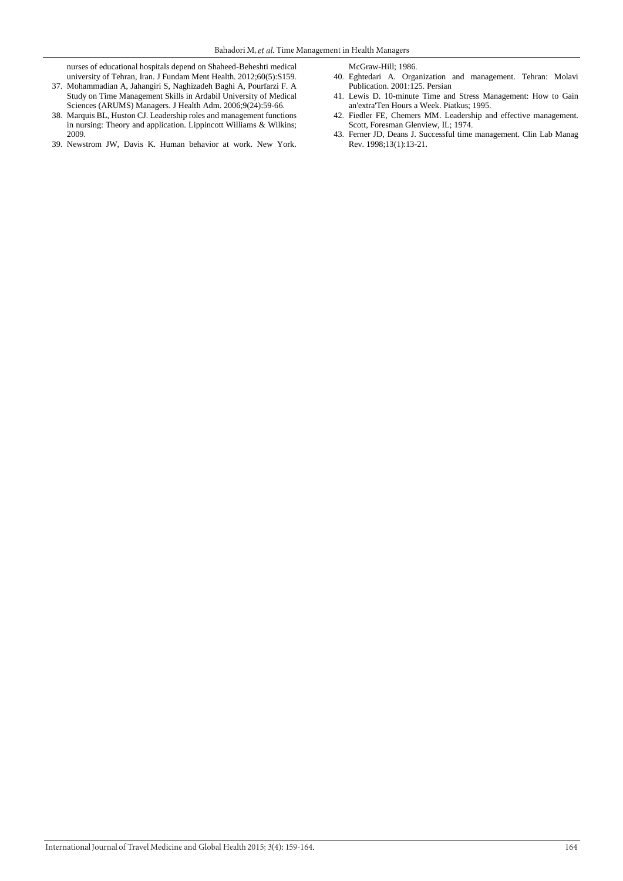nurses of educational hospitals depend on Shaheed-Beheshti medical university of Tehran, Iran. J Fundam Ment Health. 2012;60(5):S159.

37. Mohammadian A, Jahangiri S, Naghizadeh Baghi A, Pourfarzi F. A Study on Time Management Skills in Ardabil University of Medical Sciences (ARUMS) Managers. J Health Adm. 2006;9(24):59-66.
38. Marquis BL, Huston CJ. Leadership roles and management functions in nursing: Theory and application. Lippincott Williams & Wilkins; 2009.
39. Newstrom JW, Davis K. Human behavior at work. New York. McGraw-Hill; 1986.
40. Eghtedari A. Organization and management. Tehran: Molavi Publication. 2001:125. Persian
41. Lewis D. 10-minute Time and Stress Management: How to Gain an'extra'Ten Hours a Week. Piatkus; 1995.
42. Fiedler FE, Chemers MM. Leadership and effective management. Scott, Foresman Glenview, IL; 1974.
43. Ferner JD, Deans J. Successful time management. Clin Lab Manag Rev. 1998;13(1):13-21.